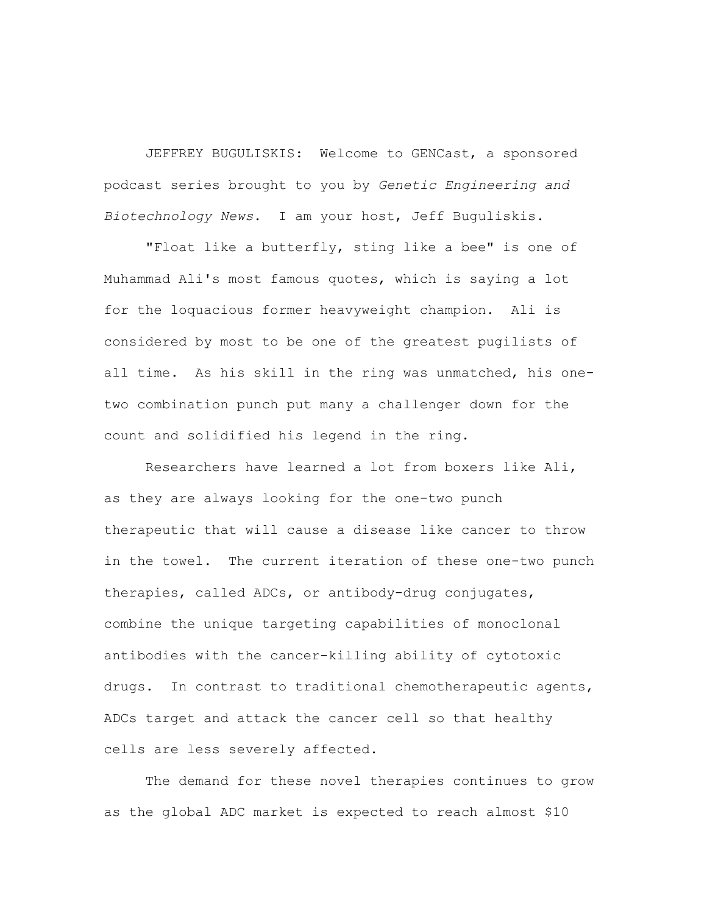JEFFREY BUGULISKIS: Welcome to GENCast, a sponsored podcast series brought to you by *Genetic Engineering and Biotechnology News*. I am your host, Jeff Buguliskis.

"Float like a butterfly, sting like a bee" is one of Muhammad Ali's most famous quotes, which is saying a lot for the loquacious former heavyweight champion. Ali is considered by most to be one of the greatest pugilists of all time. As his skill in the ring was unmatched, his one-two combination punch put many a challenger down for the count and solidified his legend in the ring.

Researchers have learned a lot from boxers like Ali, as they are always looking for the one-two punch therapeutic that will cause a disease like cancer to throw in the towel. The current iteration of these one-two punch therapies, called ADCs, or antibody-drug conjugates, combine the unique targeting capabilities of monoclonal antibodies with the cancer-killing ability of cytotoxic drugs. In contrast to traditional chemotherapeutic agents, ADCs target and attack the cancer cell so that healthy cells are less severely affected.

The demand for these novel therapies continues to grow as the global ADC market is expected to reach almost $10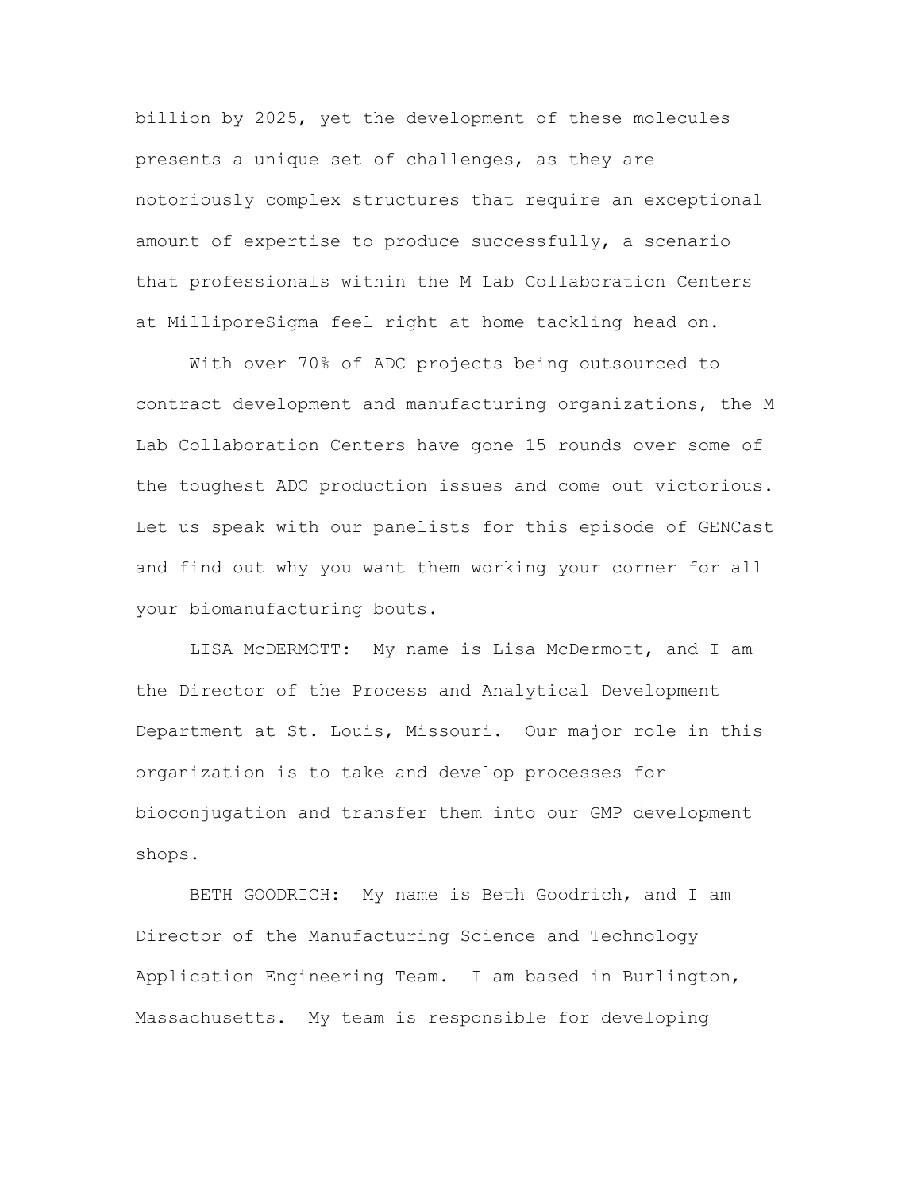billion by 2025, yet the development of these molecules presents a unique set of challenges, as they are notoriously complex structures that require an exceptional amount of expertise to produce successfully, a scenario that professionals within the M Lab Collaboration Centers at MilliporeSigma feel right at home tackling head on.

With over 70% of ADC projects being outsourced to contract development and manufacturing organizations, the M Lab Collaboration Centers have gone 15 rounds over some of the toughest ADC production issues and come out victorious. Let us speak with our panelists for this episode of GENCast and find out why you want them working your corner for all your biomanufacturing bouts.

LISA McDERMOTT: My name is Lisa McDermott, and I am the Director of the Process and Analytical Development Department at St. Louis, Missouri. Our major role in this organization is to take and develop processes for bioconjugation and transfer them into our GMP development shops.

BETH GOODRICH: My name is Beth Goodrich, and I am Director of the Manufacturing Science and Technology Application Engineering Team. I am based in Burlington, Massachusetts. My team is responsible for developing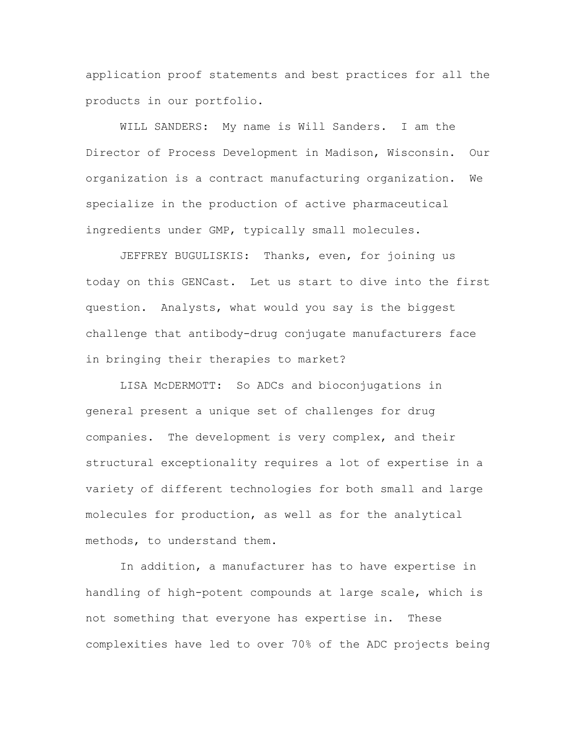application proof statements and best practices for all the products in our portfolio.

WILL SANDERS: My name is Will Sanders. I am the Director of Process Development in Madison, Wisconsin. Our organization is a contract manufacturing organization. We specialize in the production of active pharmaceutical ingredients under GMP, typically small molecules.

JEFFREY BUGULISKIS: Thanks, even, for joining us today on this GENCast. Let us start to dive into the first question. Analysts, what would you say is the biggest challenge that antibody-drug conjugate manufacturers face in bringing their therapies to market?

LISA McDERMOTT: So ADCs and bioconjugations in general present a unique set of challenges for drug companies. The development is very complex, and their structural exceptionality requires a lot of expertise in a variety of different technologies for both small and large molecules for production, as well as for the analytical methods, to understand them.

In addition, a manufacturer has to have expertise in handling of high-potent compounds at large scale, which is not something that everyone has expertise in. These complexities have led to over 70% of the ADC projects being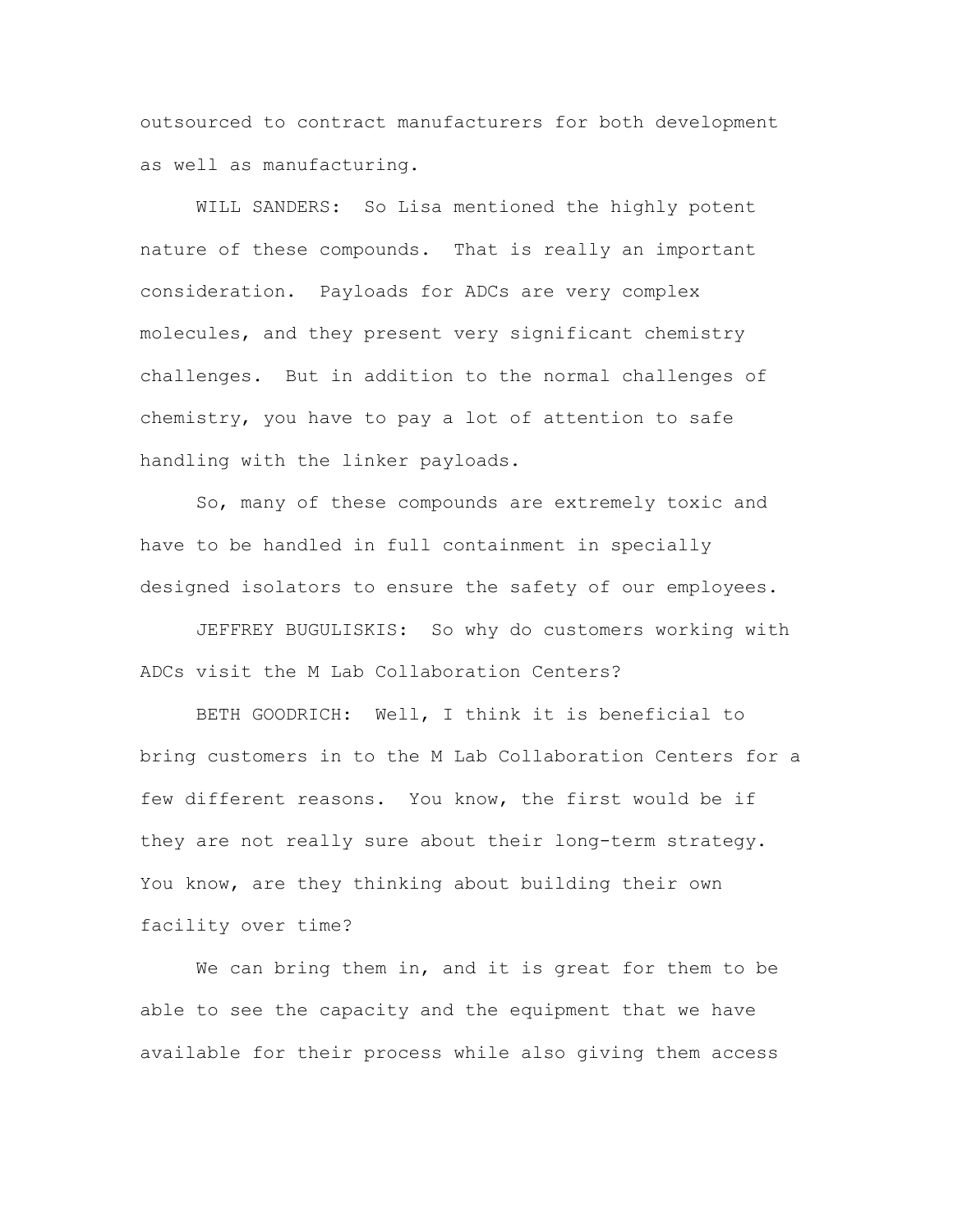outsourced to contract manufacturers for both development as well as manufacturing.

WILL SANDERS: So Lisa mentioned the highly potent nature of these compounds. That is really an important consideration. Payloads for ADCs are very complex molecules, and they present very significant chemistry challenges. But in addition to the normal challenges of chemistry, you have to pay a lot of attention to safe handling with the linker payloads.

So, many of these compounds are extremely toxic and have to be handled in full containment in specially designed isolators to ensure the safety of our employees.

JEFFREY BUGULISKIS: So why do customers working with ADCs visit the M Lab Collaboration Centers?

BETH GOODRICH: Well, I think it is beneficial to bring customers in to the M Lab Collaboration Centers for a few different reasons. You know, the first would be if they are not really sure about their long-term strategy. You know, are they thinking about building their own facility over time?

We can bring them in, and it is great for them to be able to see the capacity and the equipment that we have available for their process while also giving them access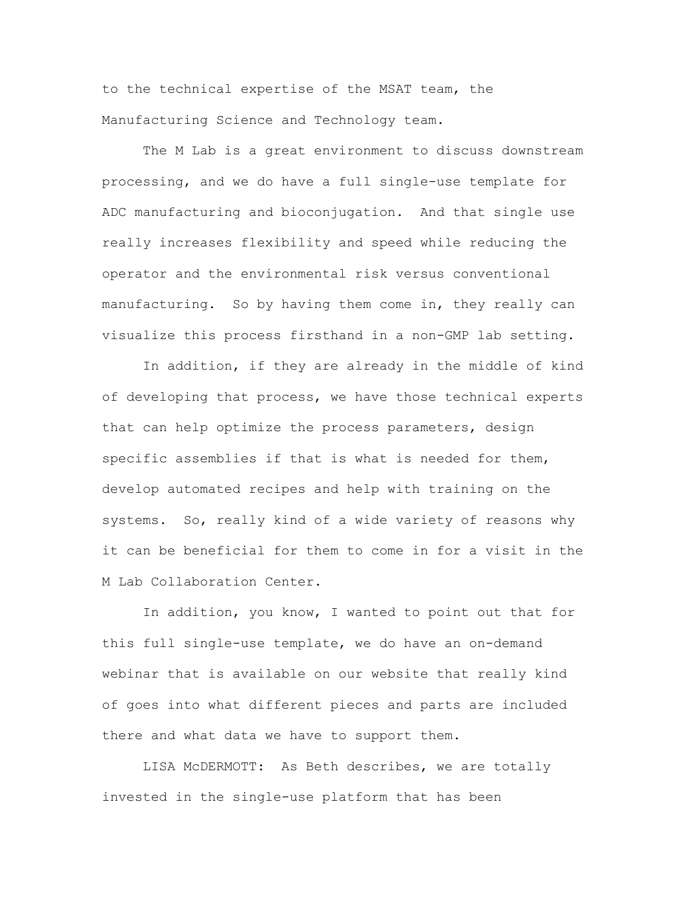to the technical expertise of the MSAT team, the Manufacturing Science and Technology team.

The M Lab is a great environment to discuss downstream processing, and we do have a full single-use template for ADC manufacturing and bioconjugation. And that single use really increases flexibility and speed while reducing the operator and the environmental risk versus conventional manufacturing. So by having them come in, they really can visualize this process firsthand in a non-GMP lab setting.

In addition, if they are already in the middle of kind of developing that process, we have those technical experts that can help optimize the process parameters, design specific assemblies if that is what is needed for them, develop automated recipes and help with training on the systems. So, really kind of a wide variety of reasons why it can be beneficial for them to come in for a visit in the M Lab Collaboration Center.

In addition, you know, I wanted to point out that for this full single-use template, we do have an on-demand webinar that is available on our website that really kind of goes into what different pieces and parts are included there and what data we have to support them.

LISA McDERMOTT: As Beth describes, we are totally invested in the single-use platform that has been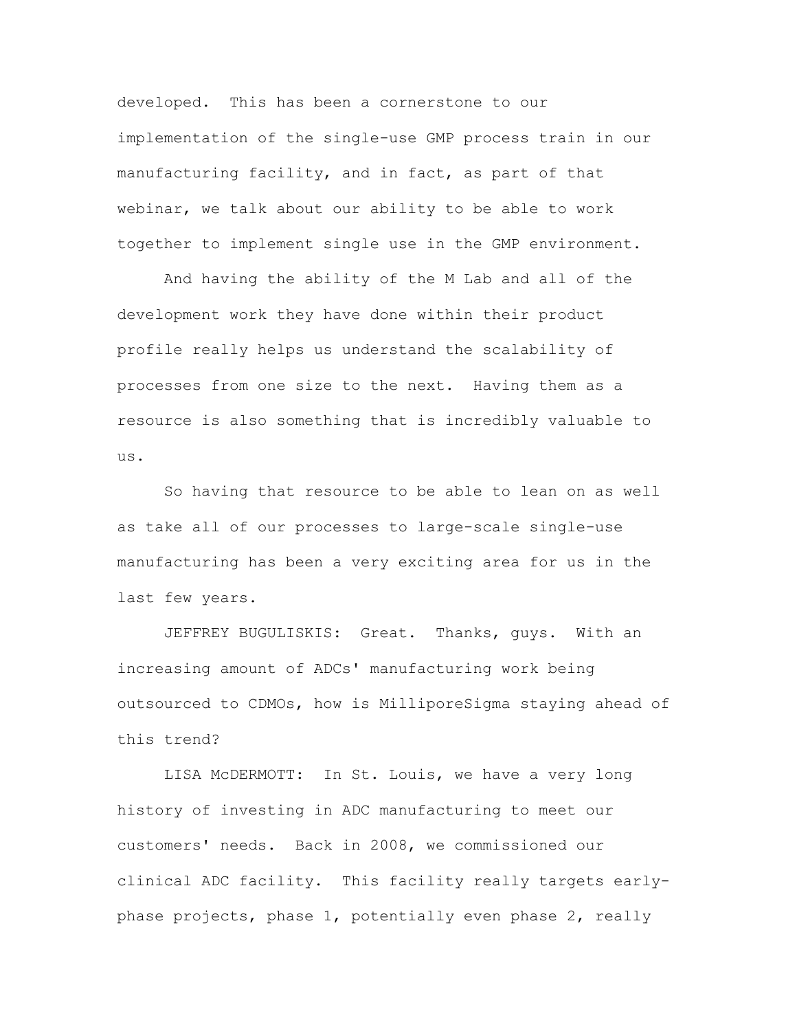developed. This has been a cornerstone to our implementation of the single-use GMP process train in our manufacturing facility, and in fact, as part of that webinar, we talk about our ability to be able to work together to implement single use in the GMP environment.

And having the ability of the M Lab and all of the development work they have done within their product profile really helps us understand the scalability of processes from one size to the next. Having them as a resource is also something that is incredibly valuable to us.

So having that resource to be able to lean on as well as take all of our processes to large-scale single-use manufacturing has been a very exciting area for us in the last few years.

JEFFREY BUGULISKIS: Great. Thanks, guys. With an increasing amount of ADCs' manufacturing work being outsourced to CDMOs, how is MilliporeSigma staying ahead of this trend?

LISA McDERMOTT: In St. Louis, we have a very long history of investing in ADC manufacturing to meet our customers' needs. Back in 2008, we commissioned our clinical ADC facility. This facility really targets early-phase projects, phase 1, potentially even phase 2, really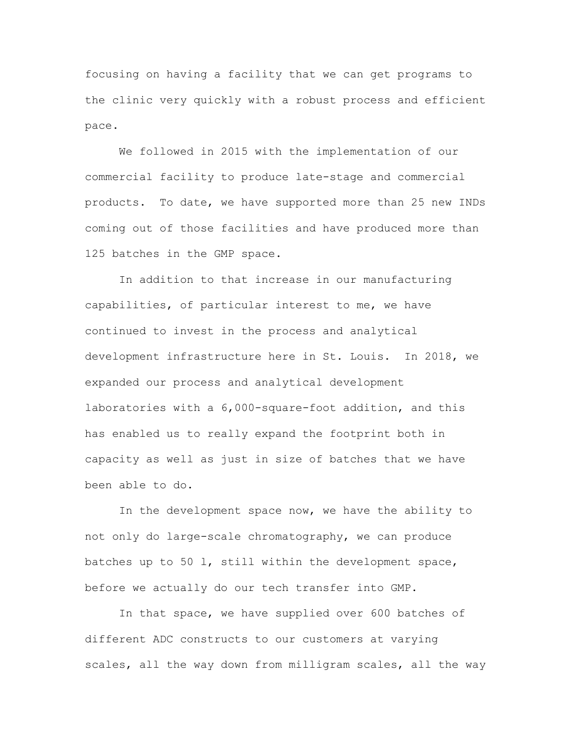focusing on having a facility that we can get programs to the clinic very quickly with a robust process and efficient pace.

We followed in 2015 with the implementation of our commercial facility to produce late-stage and commercial products. To date, we have supported more than 25 new INDs coming out of those facilities and have produced more than 125 batches in the GMP space.

In addition to that increase in our manufacturing capabilities, of particular interest to me, we have continued to invest in the process and analytical development infrastructure here in St. Louis. In 2018, we expanded our process and analytical development laboratories with a 6,000-square-foot addition, and this has enabled us to really expand the footprint both in capacity as well as just in size of batches that we have been able to do.

In the development space now, we have the ability to not only do large-scale chromatography, we can produce batches up to 50 l, still within the development space, before we actually do our tech transfer into GMP.

In that space, we have supplied over 600 batches of different ADC constructs to our customers at varying scales, all the way down from milligram scales, all the way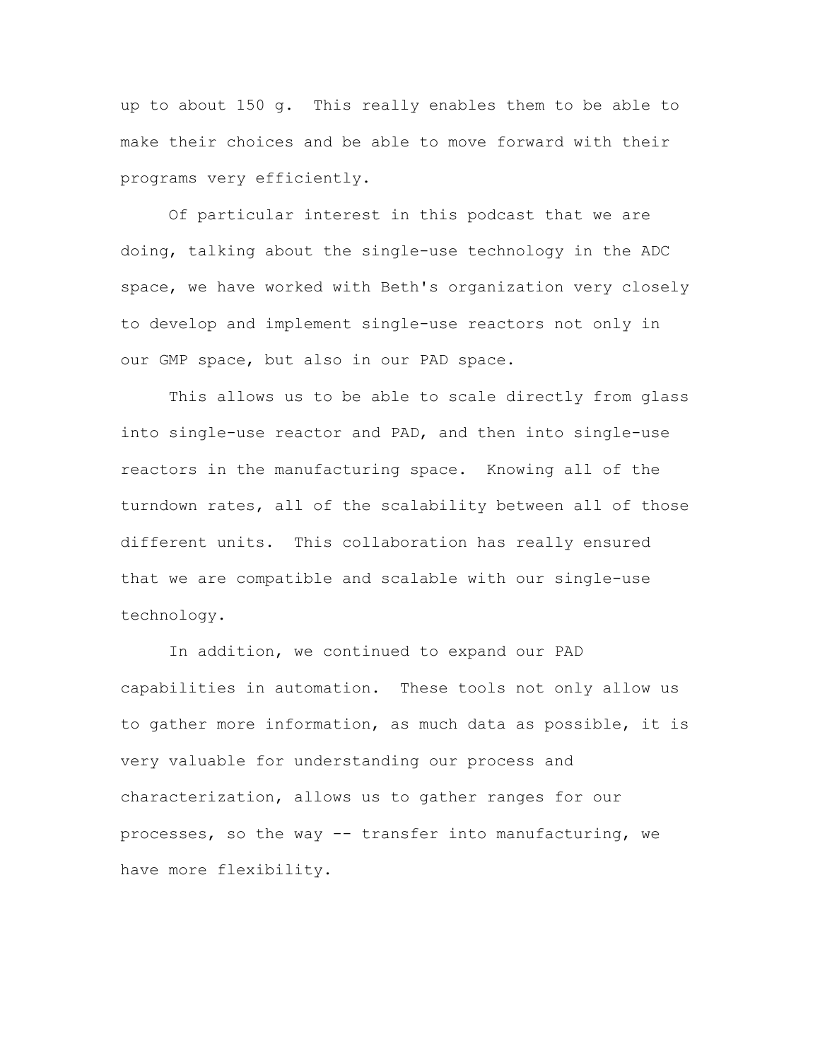up to about 150 g. This really enables them to be able to make their choices and be able to move forward with their programs very efficiently.

Of particular interest in this podcast that we are doing, talking about the single-use technology in the ADC space, we have worked with Beth's organization very closely to develop and implement single-use reactors not only in our GMP space, but also in our PAD space.

This allows us to be able to scale directly from glass into single-use reactor and PAD, and then into single-use reactors in the manufacturing space. Knowing all of the turndown rates, all of the scalability between all of those different units. This collaboration has really ensured that we are compatible and scalable with our single-use technology.

In addition, we continued to expand our PAD capabilities in automation. These tools not only allow us to gather more information, as much data as possible, it is very valuable for understanding our process and characterization, allows us to gather ranges for our processes, so the way -- transfer into manufacturing, we have more flexibility.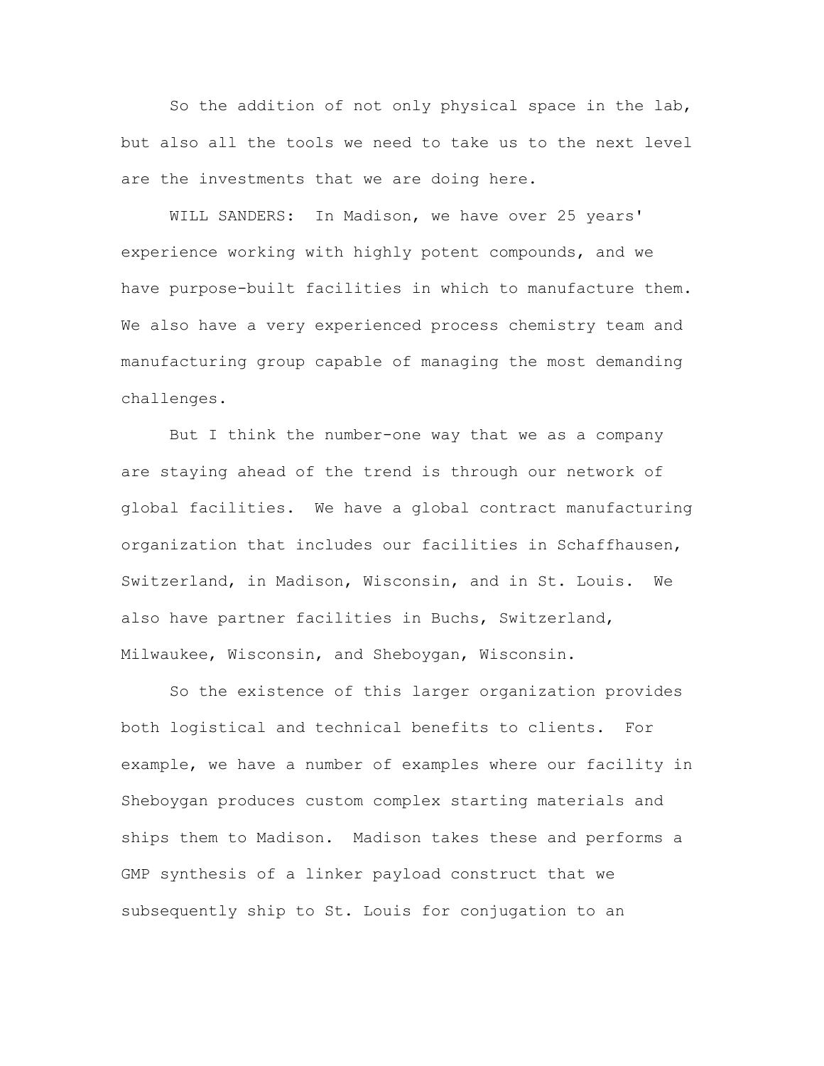So the addition of not only physical space in the lab, but also all the tools we need to take us to the next level are the investments that we are doing here.

WILL SANDERS: In Madison, we have over 25 years' experience working with highly potent compounds, and we have purpose-built facilities in which to manufacture them. We also have a very experienced process chemistry team and manufacturing group capable of managing the most demanding challenges.

But I think the number-one way that we as a company are staying ahead of the trend is through our network of global facilities. We have a global contract manufacturing organization that includes our facilities in Schaffhausen, Switzerland, in Madison, Wisconsin, and in St. Louis. We also have partner facilities in Buchs, Switzerland, Milwaukee, Wisconsin, and Sheboygan, Wisconsin.

So the existence of this larger organization provides both logistical and technical benefits to clients. For example, we have a number of examples where our facility in Sheboygan produces custom complex starting materials and ships them to Madison. Madison takes these and performs a GMP synthesis of a linker payload construct that we subsequently ship to St. Louis for conjugation to an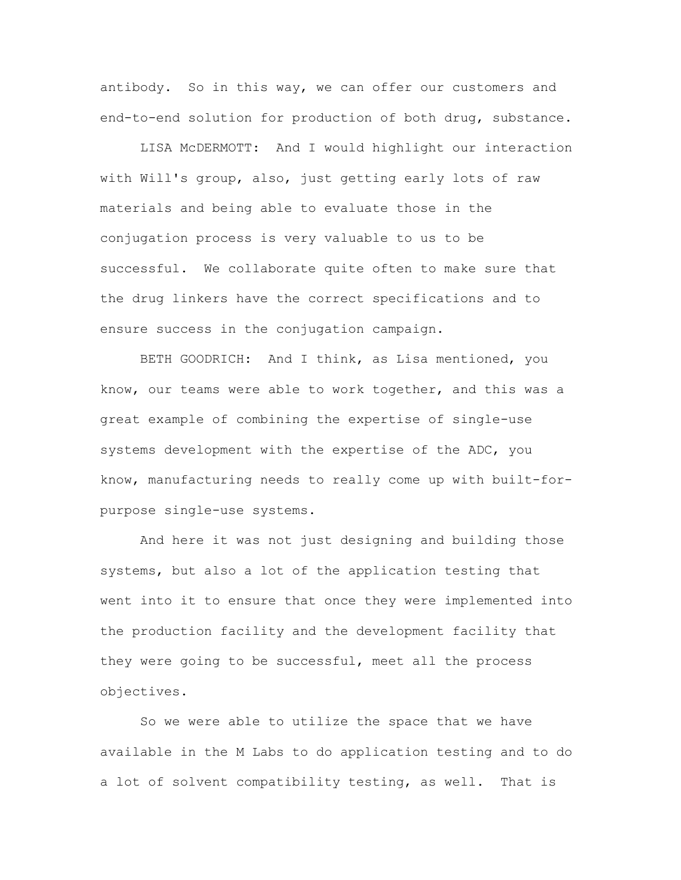antibody. So in this way, we can offer our customers and end-to-end solution for production of both drug, substance.

LISA McDERMOTT: And I would highlight our interaction with Will's group, also, just getting early lots of raw materials and being able to evaluate those in the conjugation process is very valuable to us to be successful. We collaborate quite often to make sure that the drug linkers have the correct specifications and to ensure success in the conjugation campaign.

BETH GOODRICH: And I think, as Lisa mentioned, you know, our teams were able to work together, and this was a great example of combining the expertise of single-use systems development with the expertise of the ADC, you know, manufacturing needs to really come up with built-for-purpose single-use systems.

And here it was not just designing and building those systems, but also a lot of the application testing that went into it to ensure that once they were implemented into the production facility and the development facility that they were going to be successful, meet all the process objectives.

So we were able to utilize the space that we have available in the M Labs to do application testing and to do a lot of solvent compatibility testing, as well. That is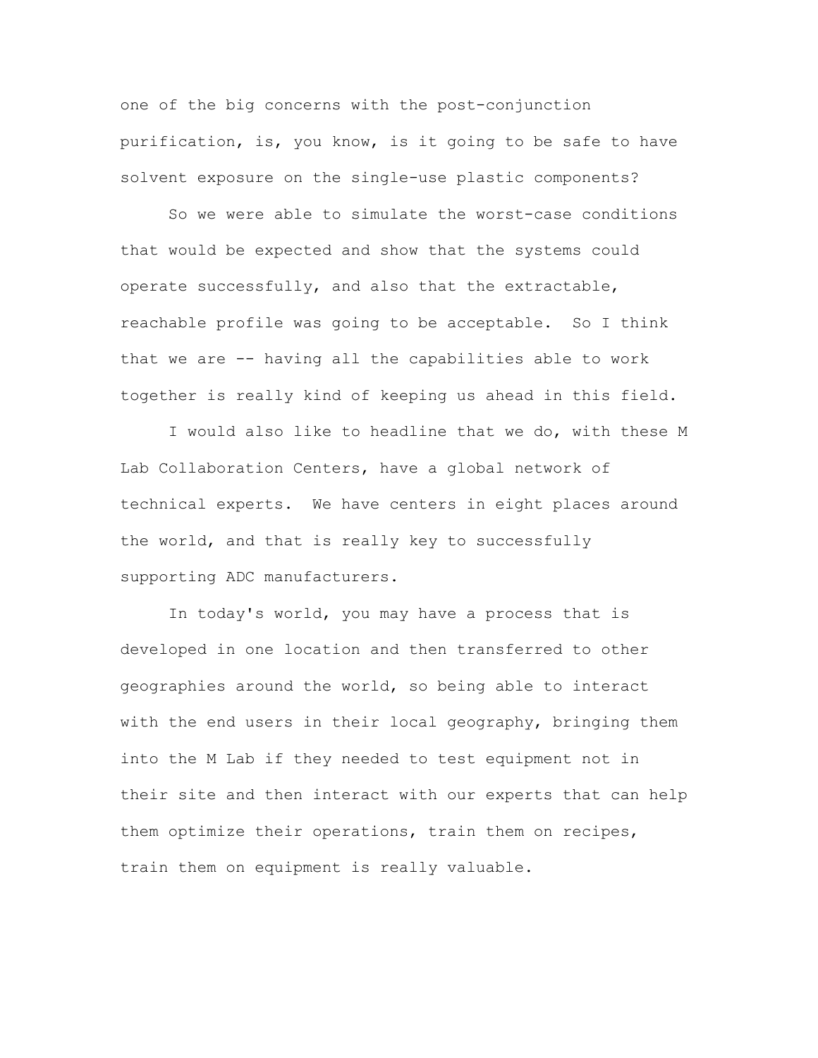one of the big concerns with the post-conjunction purification, is, you know, is it going to be safe to have solvent exposure on the single-use plastic components?

So we were able to simulate the worst-case conditions that would be expected and show that the systems could operate successfully, and also that the extractable, reachable profile was going to be acceptable. So I think that we are -- having all the capabilities able to work together is really kind of keeping us ahead in this field.

I would also like to headline that we do, with these M Lab Collaboration Centers, have a global network of technical experts. We have centers in eight places around the world, and that is really key to successfully supporting ADC manufacturers.

In today's world, you may have a process that is developed in one location and then transferred to other geographies around the world, so being able to interact with the end users in their local geography, bringing them into the M Lab if they needed to test equipment not in their site and then interact with our experts that can help them optimize their operations, train them on recipes, train them on equipment is really valuable.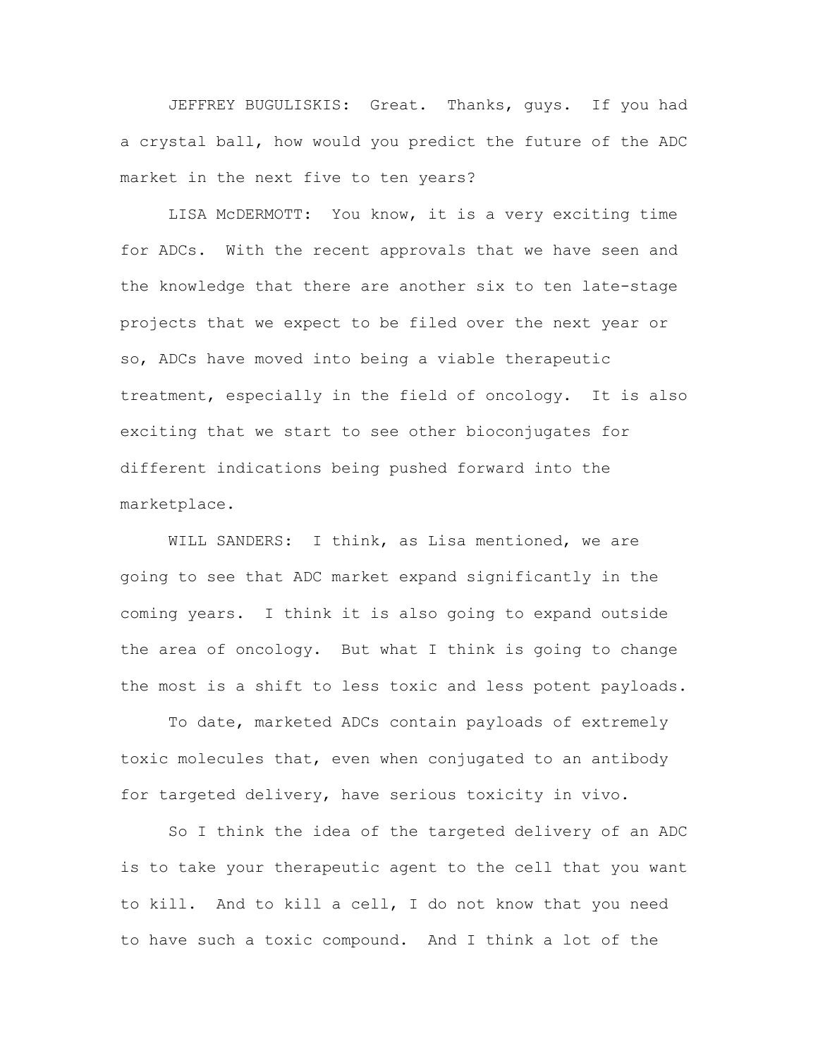JEFFREY BUGULISKIS: Great. Thanks, guys. If you had a crystal ball, how would you predict the future of the ADC market in the next five to ten years?

LISA McDERMOTT: You know, it is a very exciting time for ADCs. With the recent approvals that we have seen and the knowledge that there are another six to ten late-stage projects that we expect to be filed over the next year or so, ADCs have moved into being a viable therapeutic treatment, especially in the field of oncology. It is also exciting that we start to see other bioconjugates for different indications being pushed forward into the marketplace.

WILL SANDERS: I think, as Lisa mentioned, we are going to see that ADC market expand significantly in the coming years. I think it is also going to expand outside the area of oncology. But what I think is going to change the most is a shift to less toxic and less potent payloads.

To date, marketed ADCs contain payloads of extremely toxic molecules that, even when conjugated to an antibody for targeted delivery, have serious toxicity in vivo.

So I think the idea of the targeted delivery of an ADC is to take your therapeutic agent to the cell that you want to kill. And to kill a cell, I do not know that you need to have such a toxic compound. And I think a lot of the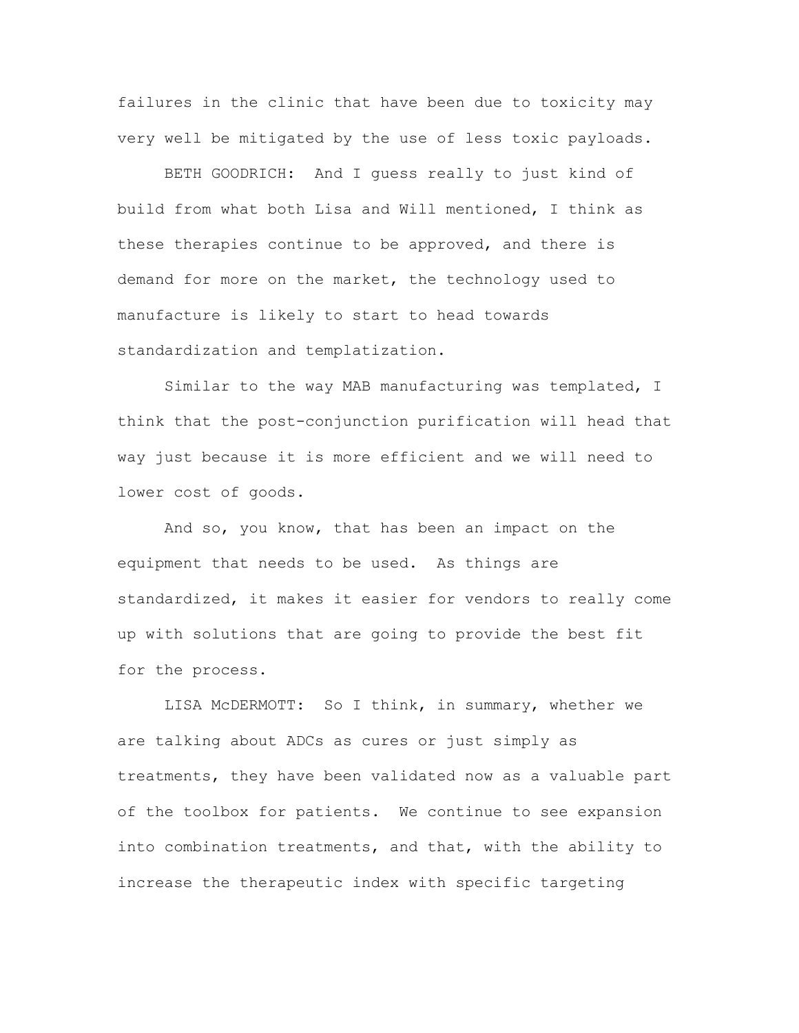failures in the clinic that have been due to toxicity may very well be mitigated by the use of less toxic payloads.

BETH GOODRICH: And I guess really to just kind of build from what both Lisa and Will mentioned, I think as these therapies continue to be approved, and there is demand for more on the market, the technology used to manufacture is likely to start to head towards standardization and templatization.

Similar to the way MAB manufacturing was templated, I think that the post-conjunction purification will head that way just because it is more efficient and we will need to lower cost of goods.

And so, you know, that has been an impact on the equipment that needs to be used. As things are standardized, it makes it easier for vendors to really come up with solutions that are going to provide the best fit for the process.

LISA McDERMOTT: So I think, in summary, whether we are talking about ADCs as cures or just simply as treatments, they have been validated now as a valuable part of the toolbox for patients. We continue to see expansion into combination treatments, and that, with the ability to increase the therapeutic index with specific targeting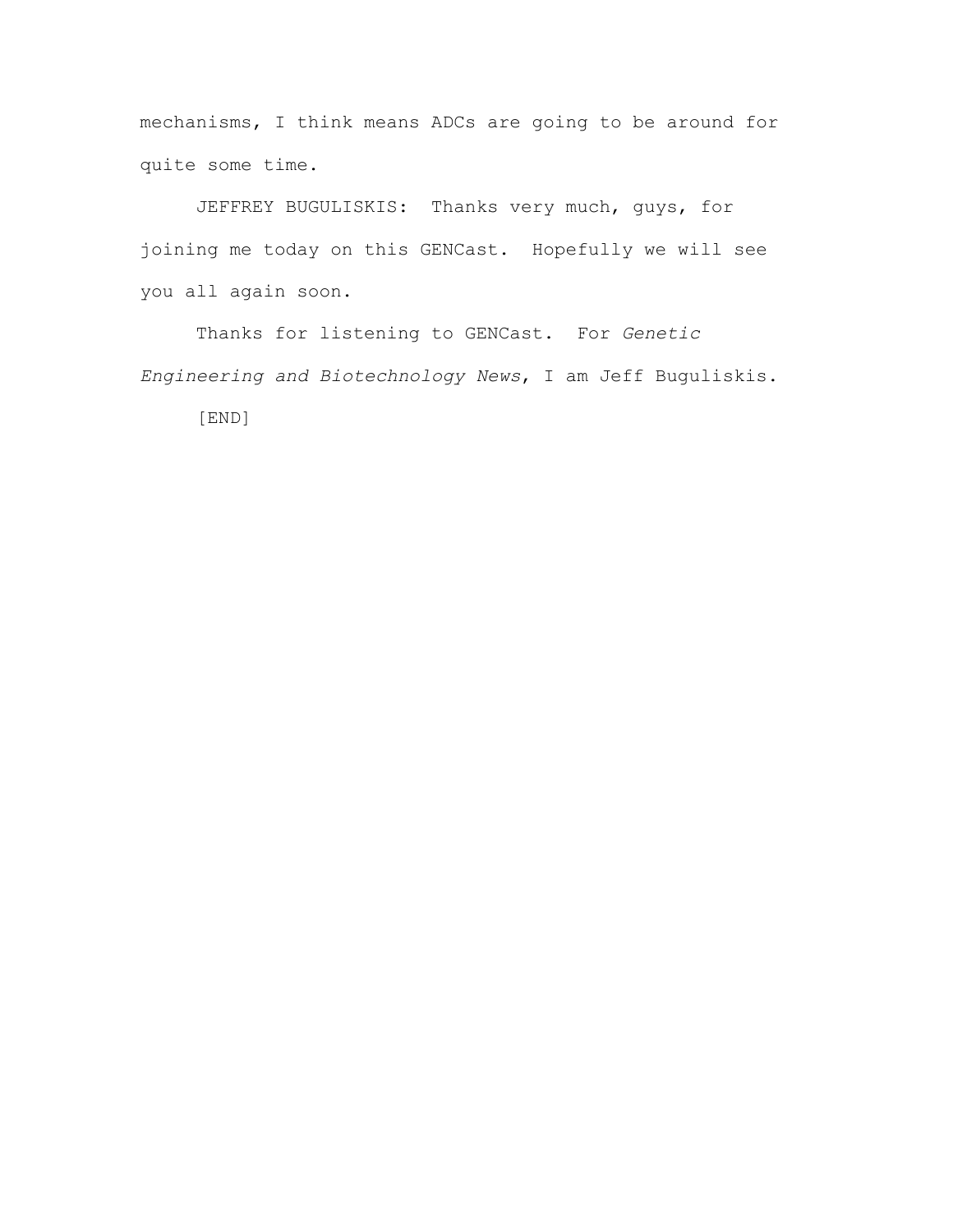mechanisms, I think means ADCs are going to be around for quite some time.

JEFFREY BUGULISKIS: Thanks very much, guys, for joining me today on this GENCast. Hopefully we will see you all again soon.

Thanks for listening to GENCast. For *Genetic Engineering and Biotechnology News*, I am Jeff Buguliskis.

[END]